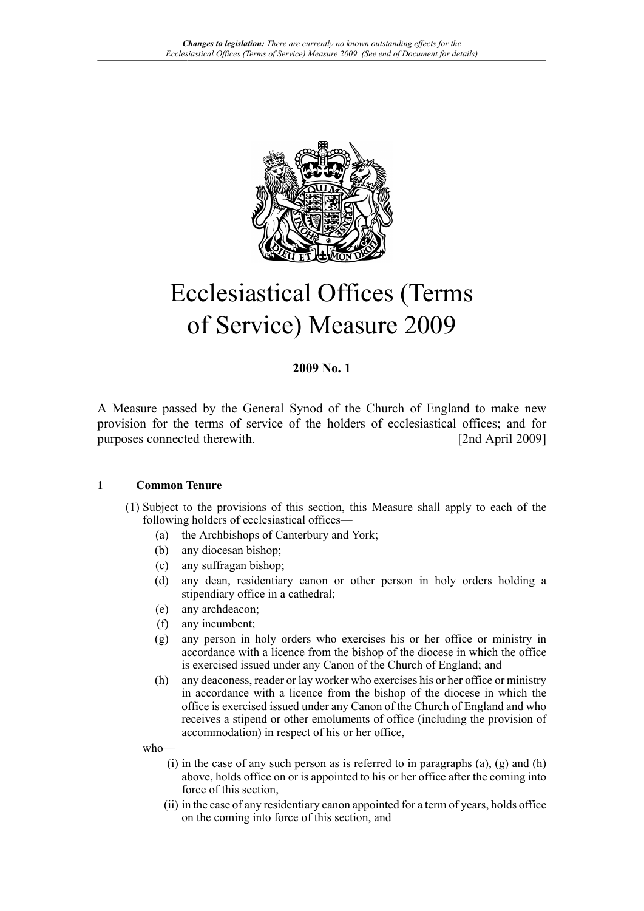# Ecclesiastical Offices (Terms of Service) Measure 2009

**2009 No. 1**

A Measure passed by the General Synod of the Church of England to make new provision for the terms of service of the holders of ecclesiastical offices; and for purposes connected therewith. [2nd April 2009]

## 1 Common Tenure

(1) Subject to the provisions of this section, this Measure shall apply to each of the following holders of ecclesiastical offices—

(a) the Archbishops of Canterbury and York;

(b) any diocesan bishop;

(c) any suffragan bishop;

(d) any dean, residentiary canon or other person in holy orders holding a stipendiary office in a cathedral;

(e) any archdeacon;

(f) any incumbent;

(g) any person in holy orders who exercises his or her office or ministry in accordance with a licence from the bishop of the diocese in which the office is exercised issued under any Canon of the Church of England; and

(h) any deaconess, reader or lay worker who exercises his or her office or ministry in accordance with a licence from the bishop of the diocese in which the office is exercised issued under any Canon of the Church of England and who receives a stipend or other emoluments of office (including the provision of accommodation) in respect of his or her office,

who—

(i) in the case of any such person as is referred to in paragraphs (a), (g) and (h) above, holds office on or is appointed to his or her office after the coming into force of this section,

(ii) in the case of any residentiary canon appointed for a term of years, holds office on the coming into force of this section, and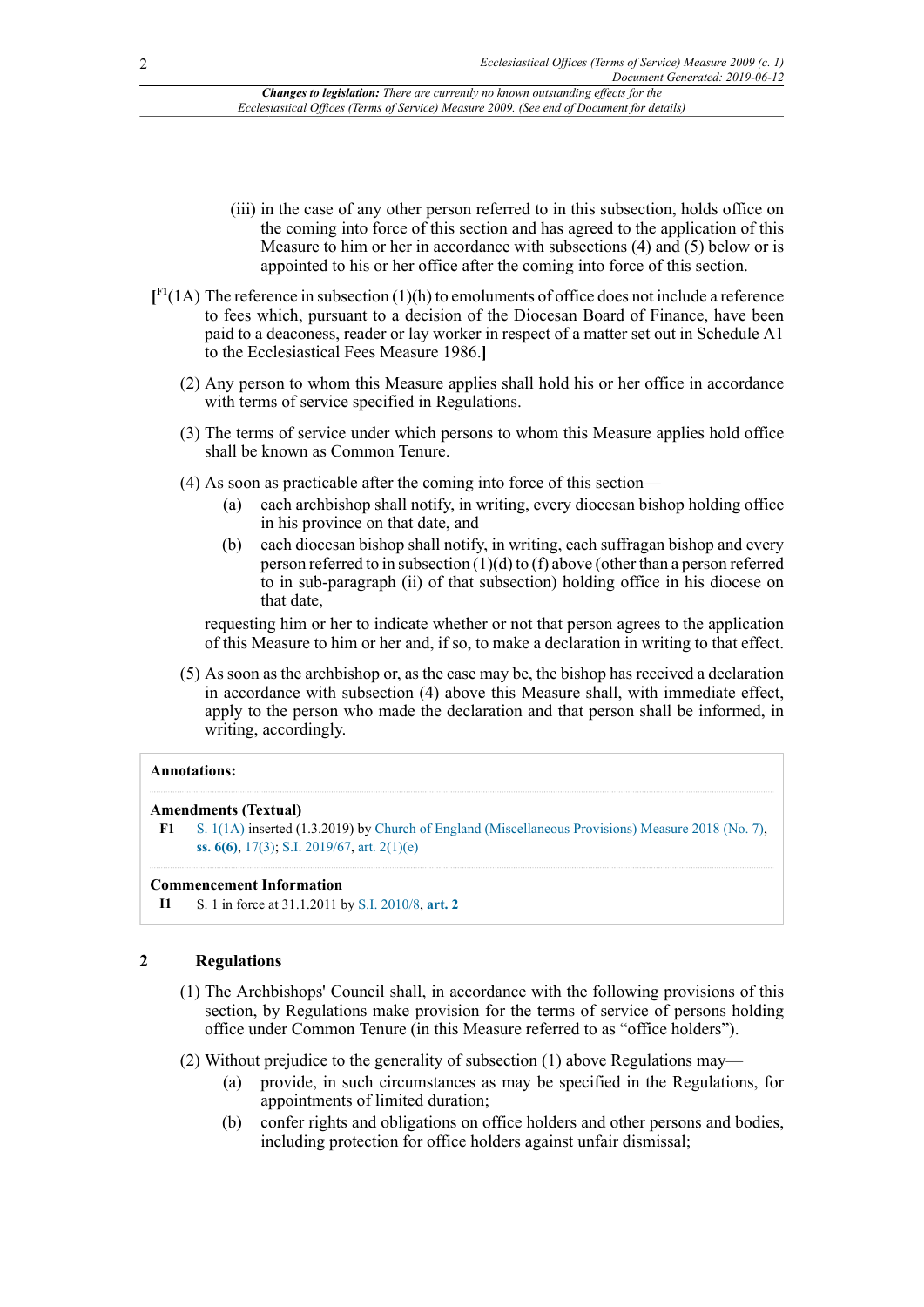(iii) in the case of any other person referred to in this subsection, holds office on the coming into force of this section and has agreed to the application of this Measure to him or her in accordance with subsections (4) and (5) below or is appointed to his or her office after the coming into force of this section.

[F1(1A) The reference in subsection (1)(h) to emoluments of office does not include a reference to fees which, pursuant to a decision of the Diocesan Board of Finance, have been paid to a deaconess, reader or lay worker in respect of a matter set out in Schedule A1 to the Ecclesiastical Fees Measure 1986.]

(2) Any person to whom this Measure applies shall hold his or her office in accordance with terms of service specified in Regulations.

(3) The terms of service under which persons to whom this Measure applies hold office shall be known as Common Tenure.

(4) As soon as practicable after the coming into force of this section—

(a) each archbishop shall notify, in writing, every diocesan bishop holding office in his province on that date, and

(b) each diocesan bishop shall notify, in writing, each suffragan bishop and every person referred to in subsection (1)(d) to (f) above (other than a person referred to in sub-paragraph (ii) of that subsection) holding office in his diocese on that date,

requesting him or her to indicate whether or not that person agrees to the application of this Measure to him or her and, if so, to make a declaration in writing to that effect.

(5) As soon as the archbishop or, as the case may be, the bishop has received a declaration in accordance with subsection (4) above this Measure shall, with immediate effect, apply to the person who made the declaration and that person shall be informed, in writing, accordingly.

**Annotations:**

**Amendments (Textual)**

**F1** S. 1(1A) inserted (1.3.2019) by Church of England (Miscellaneous Provisions) Measure 2018 (No. 7), **ss. 6(6)**, 17(3); S.I. 2019/67, art. 2(1)(e)

**Commencement Information**

**I1** S. 1 in force at 31.1.2011 by S.I. 2010/8, **art. 2**

## 2 Regulations

(1) The Archbishops' Council shall, in accordance with the following provisions of this section, by Regulations make provision for the terms of service of persons holding office under Common Tenure (in this Measure referred to as "office holders").

(2) Without prejudice to the generality of subsection (1) above Regulations may—

(a) provide, in such circumstances as may be specified in the Regulations, for appointments of limited duration;

(b) confer rights and obligations on office holders and other persons and bodies, including protection for office holders against unfair dismissal;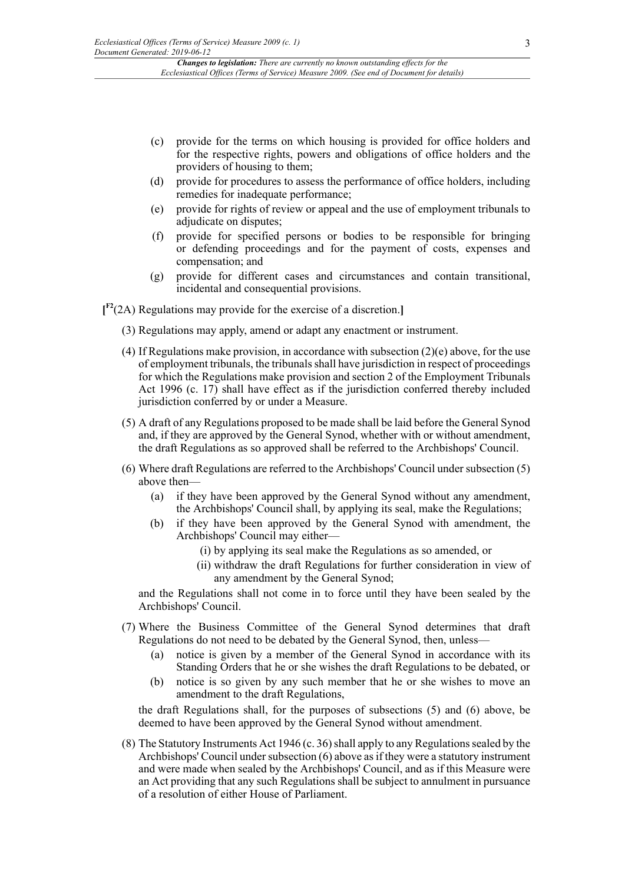- (c) provide for the terms on which housing is provided for office holders and for the respective rights, powers and obligations of office holders and the providers of housing to them;
- (d) provide for procedures to assess the performance of office holders, including remedies for inadequate performance;
- (e) provide for rights of review or appeal and the use of employment tribunals to adjudicate on disputes;
- (f) provide for specified persons or bodies to be responsible for bringing or defending proceedings and for the payment of costs, expenses and compensation; and
- (g) provide for different cases and circumstances and contain transitional, incidental and consequential provisions.

[F2(2A) Regulations may provide for the exercise of a discretion.]

(3) Regulations may apply, amend or adapt any enactment or instrument.

(4) If Regulations make provision, in accordance with subsection (2)(e) above, for the use of employment tribunals, the tribunals shall have jurisdiction in respect of proceedings for which the Regulations make provision and section 2 of the Employment Tribunals Act 1996 (c. 17) shall have effect as if the jurisdiction conferred thereby included jurisdiction conferred by or under a Measure.

(5) A draft of any Regulations proposed to be made shall be laid before the General Synod and, if they are approved by the General Synod, whether with or without amendment, the draft Regulations as so approved shall be referred to the Archbishops' Council.

(6) Where draft Regulations are referred to the Archbishops' Council under subsection (5) above then—

- (a) if they have been approved by the General Synod without any amendment, the Archbishops' Council shall, by applying its seal, make the Regulations;
- (b) if they have been approved by the General Synod with amendment, the Archbishops' Council may either—
  - (i) by applying its seal make the Regulations as so amended, or
  - (ii) withdraw the draft Regulations for further consideration in view of any amendment by the General Synod;

and the Regulations shall not come in to force until they have been sealed by the Archbishops' Council.

(7) Where the Business Committee of the General Synod determines that draft Regulations do not need to be debated by the General Synod, then, unless—

- (a) notice is given by a member of the General Synod in accordance with its Standing Orders that he or she wishes the draft Regulations to be debated, or
- (b) notice is so given by any such member that he or she wishes to move an amendment to the draft Regulations,

the draft Regulations shall, for the purposes of subsections (5) and (6) above, be deemed to have been approved by the General Synod without amendment.

(8) The Statutory Instruments Act 1946 (c. 36) shall apply to any Regulations sealed by the Archbishops' Council under subsection (6) above as if they were a statutory instrument and were made when sealed by the Archbishops' Council, and as if this Measure were an Act providing that any such Regulations shall be subject to annulment in pursuance of a resolution of either House of Parliament.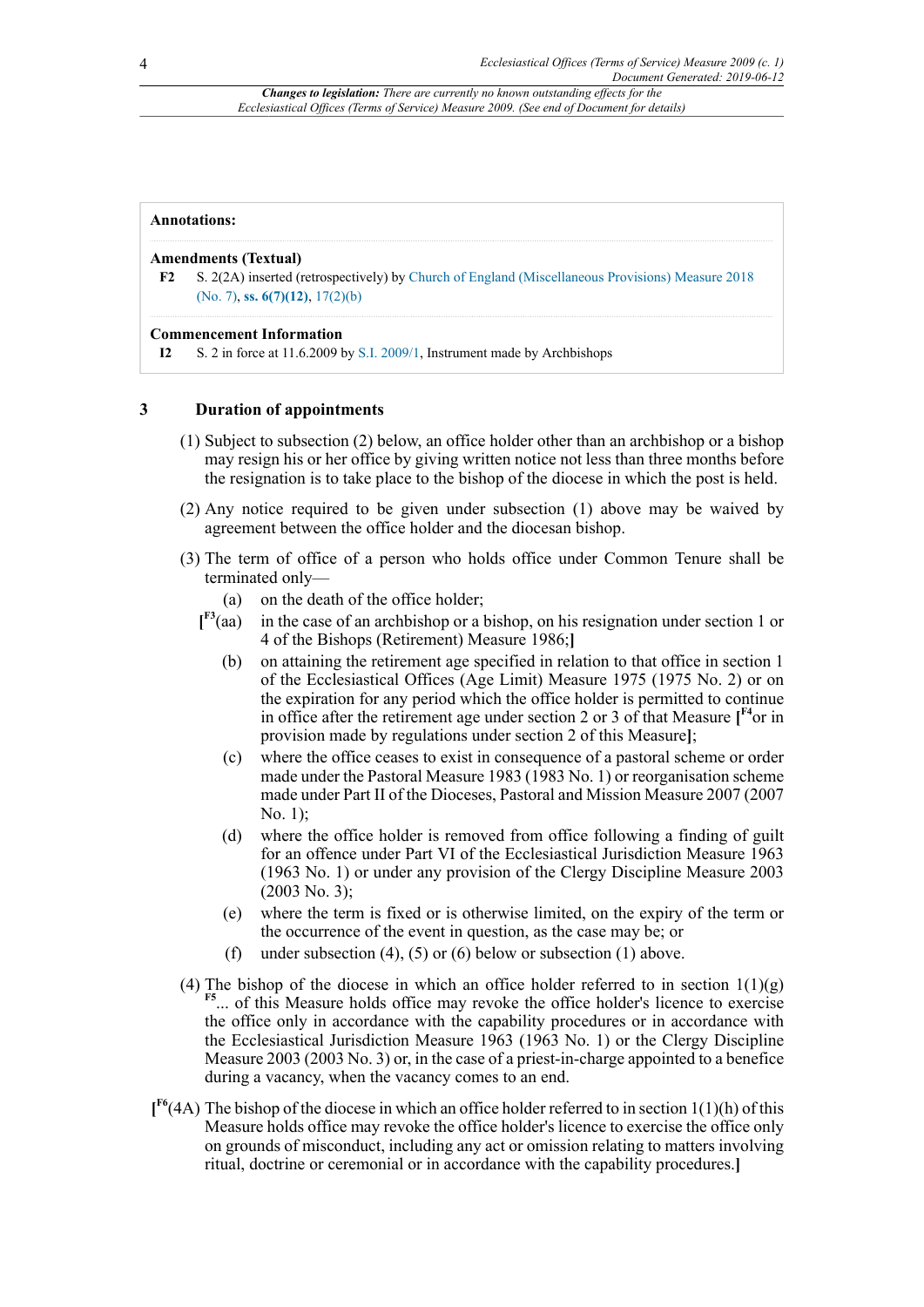**Annotations:**

**Amendments (Textual)**

**F2** S. 2(2A) inserted (retrospectively) by Church of England (Miscellaneous Provisions) Measure 2018 (No. 7), **ss. 6(7)(12)**, 17(2)(b)

**Commencement Information**

**I2** S. 2 in force at 11.6.2009 by S.I. 2009/1, Instrument made by Archbishops

## 3 Duration of appointments

(1) Subject to subsection (2) below, an office holder other than an archbishop or a bishop may resign his or her office by giving written notice not less than three months before the resignation is to take place to the bishop of the diocese in which the post is held.

(2) Any notice required to be given under subsection (1) above may be waived by agreement between the office holder and the diocesan bishop.

(3) The term of office of a person who holds office under Common Tenure shall be terminated only—

(a) on the death of the office holder;

[F3(aa) in the case of an archbishop or a bishop, on his resignation under section 1 or 4 of the Bishops (Retirement) Measure 1986;]

(b) on attaining the retirement age specified in relation to that office in section 1 of the Ecclesiastical Offices (Age Limit) Measure 1975 (1975 No. 2) or on the expiration for any period which the office holder is permitted to continue in office after the retirement age under section 2 or 3 of that Measure [F4or in provision made by regulations under section 2 of this Measure];

(c) where the office ceases to exist in consequence of a pastoral scheme or order made under the Pastoral Measure 1983 (1983 No. 1) or reorganisation scheme made under Part II of the Dioceses, Pastoral and Mission Measure 2007 (2007 No. 1);

(d) where the office holder is removed from office following a finding of guilt for an offence under Part VI of the Ecclesiastical Jurisdiction Measure 1963 (1963 No. 1) or under any provision of the Clergy Discipline Measure 2003 (2003 No. 3);

(e) where the term is fixed or is otherwise limited, on the expiry of the term or the occurrence of the event in question, as the case may be; or

(f) under subsection (4), (5) or (6) below or subsection (1) above.

(4) The bishop of the diocese in which an office holder referred to in section 1(1)(g) F5... of this Measure holds office may revoke the office holder's licence to exercise the office only in accordance with the capability procedures or in accordance with the Ecclesiastical Jurisdiction Measure 1963 (1963 No. 1) or the Clergy Discipline Measure 2003 (2003 No. 3) or, in the case of a priest-in-charge appointed to a benefice during a vacancy, when the vacancy comes to an end.

[F6(4A) The bishop of the diocese in which an office holder referred to in section 1(1)(h) of this Measure holds office may revoke the office holder's licence to exercise the office only on grounds of misconduct, including any act or omission relating to matters involving ritual, doctrine or ceremonial or in accordance with the capability procedures.]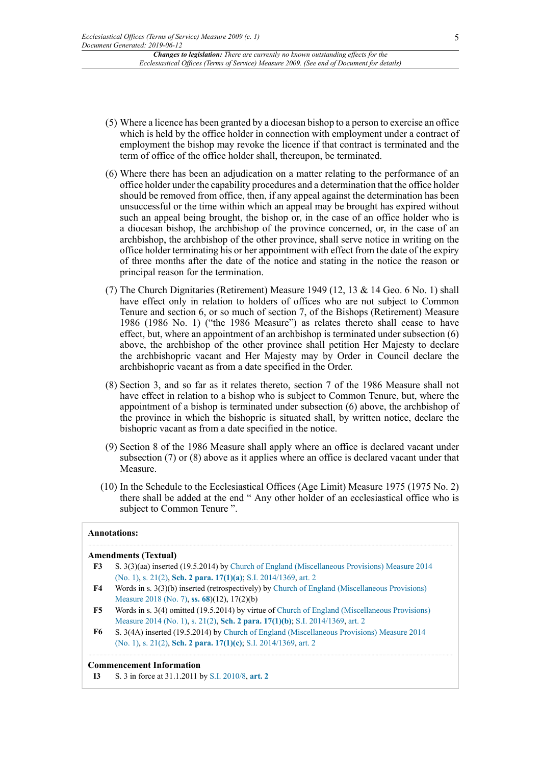(5) Where a licence has been granted by a diocesan bishop to a person to exercise an office which is held by the office holder in connection with employment under a contract of employment the bishop may revoke the licence if that contract is terminated and the term of office of the office holder shall, thereupon, be terminated.

(6) Where there has been an adjudication on a matter relating to the performance of an office holder under the capability procedures and a determination that the office holder should be removed from office, then, if any appeal against the determination has been unsuccessful or the time within which an appeal may be brought has expired without such an appeal being brought, the bishop or, in the case of an office holder who is a diocesan bishop, the archbishop of the province concerned, or, in the case of an archbishop, the archbishop of the other province, shall serve notice in writing on the office holder terminating his or her appointment with effect from the date of the expiry of three months after the date of the notice and stating in the notice the reason or principal reason for the termination.

(7) The Church Dignitaries (Retirement) Measure 1949 (12, 13 & 14 Geo. 6 No. 1) shall have effect only in relation to holders of offices who are not subject to Common Tenure and section 6, or so much of section 7, of the Bishops (Retirement) Measure 1986 (1986 No. 1) ("the 1986 Measure") as relates thereto shall cease to have effect, but, where an appointment of an archbishop is terminated under subsection (6) above, the archbishop of the other province shall petition Her Majesty to declare the archbishopric vacant and Her Majesty may by Order in Council declare the archbishopric vacant as from a date specified in the Order.

(8) Section 3, and so far as it relates thereto, section 7 of the 1986 Measure shall not have effect in relation to a bishop who is subject to Common Tenure, but, where the appointment of a bishop is terminated under subsection (6) above, the archbishop of the province in which the bishopric is situated shall, by written notice, declare the bishopric vacant as from a date specified in the notice.

(9) Section 8 of the 1986 Measure shall apply where an office is declared vacant under subsection (7) or (8) above as it applies where an office is declared vacant under that Measure.

(10) In the Schedule to the Ecclesiastical Offices (Age Limit) Measure 1975 (1975 No. 2) there shall be added at the end " Any other holder of an ecclesiastical office who is subject to Common Tenure ".

**Annotations:**

**Amendments (Textual)**

**F3** S. 3(3)(aa) inserted (19.5.2014) by Church of England (Miscellaneous Provisions) Measure 2014 (No. 1), s. 21(2), **Sch. 2 para. 17(1)(a)**; S.I. 2014/1369, art. 2

**F4** Words in s. 3(3)(b) inserted (retrospectively) by Church of England (Miscellaneous Provisions) Measure 2018 (No. 7), **ss. 68**(12), 17(2)(b)

**F5** Words in s. 3(4) omitted (19.5.2014) by virtue of Church of England (Miscellaneous Provisions) Measure 2014 (No. 1), s. 21(2), **Sch. 2 para. 17(1)(b)**; S.I. 2014/1369, art. 2

**F6** S. 3(4A) inserted (19.5.2014) by Church of England (Miscellaneous Provisions) Measure 2014 (No. 1), s. 21(2), **Sch. 2 para. 17(1)(c)**; S.I. 2014/1369, art. 2

**Commencement Information**

**I3** S. 3 in force at 31.1.2011 by S.I. 2010/8, **art. 2**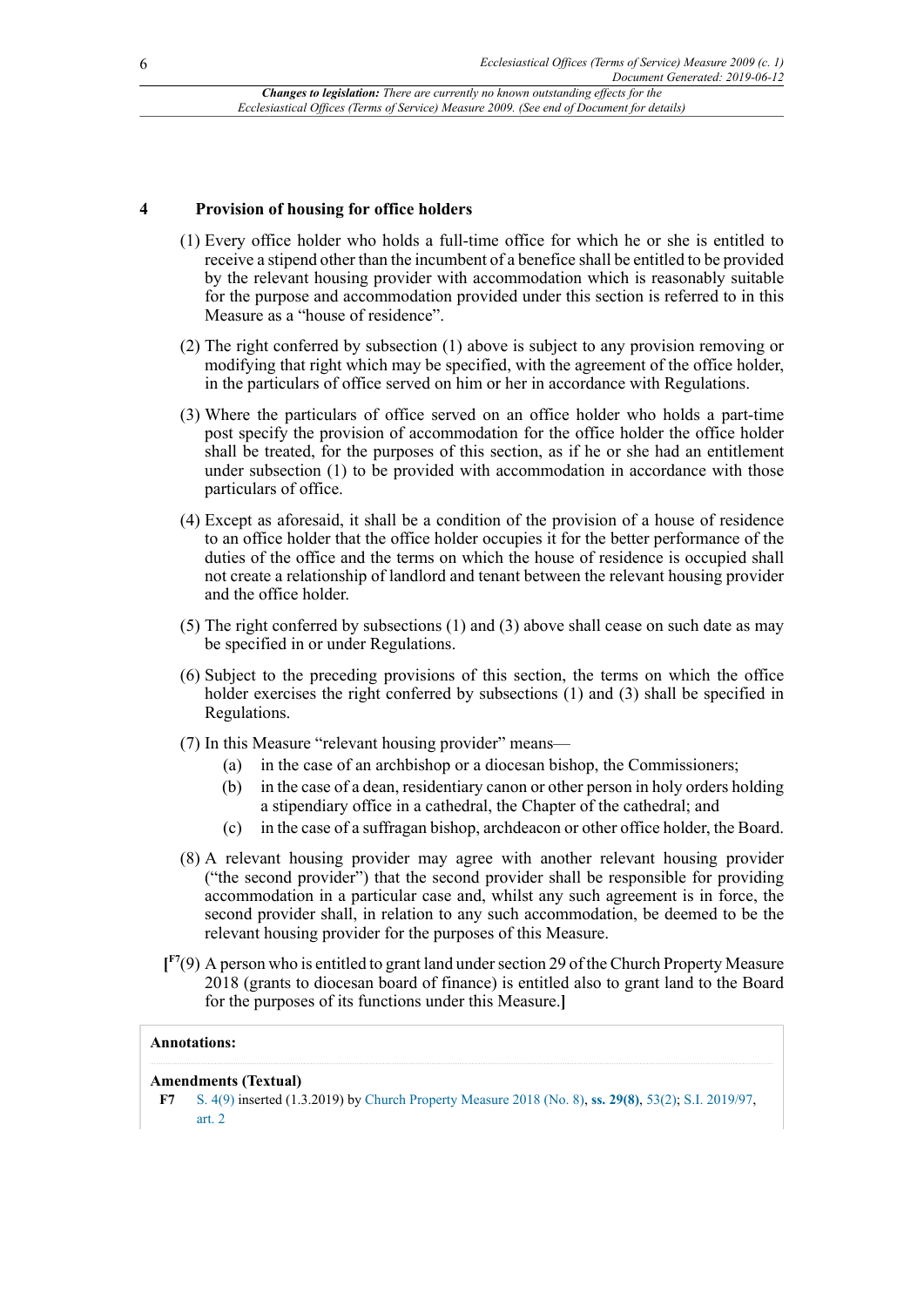## 4 Provision of housing for office holders

(1) Every office holder who holds a full-time office for which he or she is entitled to receive a stipend other than the incumbent of a benefice shall be entitled to be provided by the relevant housing provider with accommodation which is reasonably suitable for the purpose and accommodation provided under this section is referred to in this Measure as a "house of residence".

(2) The right conferred by subsection (1) above is subject to any provision removing or modifying that right which may be specified, with the agreement of the office holder, in the particulars of office served on him or her in accordance with Regulations.

(3) Where the particulars of office served on an office holder who holds a part-time post specify the provision of accommodation for the office holder the office holder shall be treated, for the purposes of this section, as if he or she had an entitlement under subsection (1) to be provided with accommodation in accordance with those particulars of office.

(4) Except as aforesaid, it shall be a condition of the provision of a house of residence to an office holder that the office holder occupies it for the better performance of the duties of the office and the terms on which the house of residence is occupied shall not create a relationship of landlord and tenant between the relevant housing provider and the office holder.

(5) The right conferred by subsections (1) and (3) above shall cease on such date as may be specified in or under Regulations.

(6) Subject to the preceding provisions of this section, the terms on which the office holder exercises the right conferred by subsections (1) and (3) shall be specified in Regulations.

(7) In this Measure "relevant housing provider" means—

(a) in the case of an archbishop or a diocesan bishop, the Commissioners;

(b) in the case of a dean, residentiary canon or other person in holy orders holding a stipendiary office in a cathedral, the Chapter of the cathedral; and

(c) in the case of a suffragan bishop, archdeacon or other office holder, the Board.

(8) A relevant housing provider may agree with another relevant housing provider ("the second provider") that the second provider shall be responsible for providing accommodation in a particular case and, whilst any such agreement is in force, the second provider shall, in relation to any such accommodation, be deemed to be the relevant housing provider for the purposes of this Measure.

**[**[F7](9) A person who is entitled to grant land under section 29 of the Church Property Measure 2018 (grants to diocesan board of finance) is entitled also to grant land to the Board for the purposes of its functions under this Measure.**]**

**Annotations:**

**Amendments (Textual)**

**F7** S. 4(9) inserted (1.3.2019) by Church Property Measure 2018 (No. 8), **ss. 29(8)**, 53(2); S.I. 2019/97, art. 2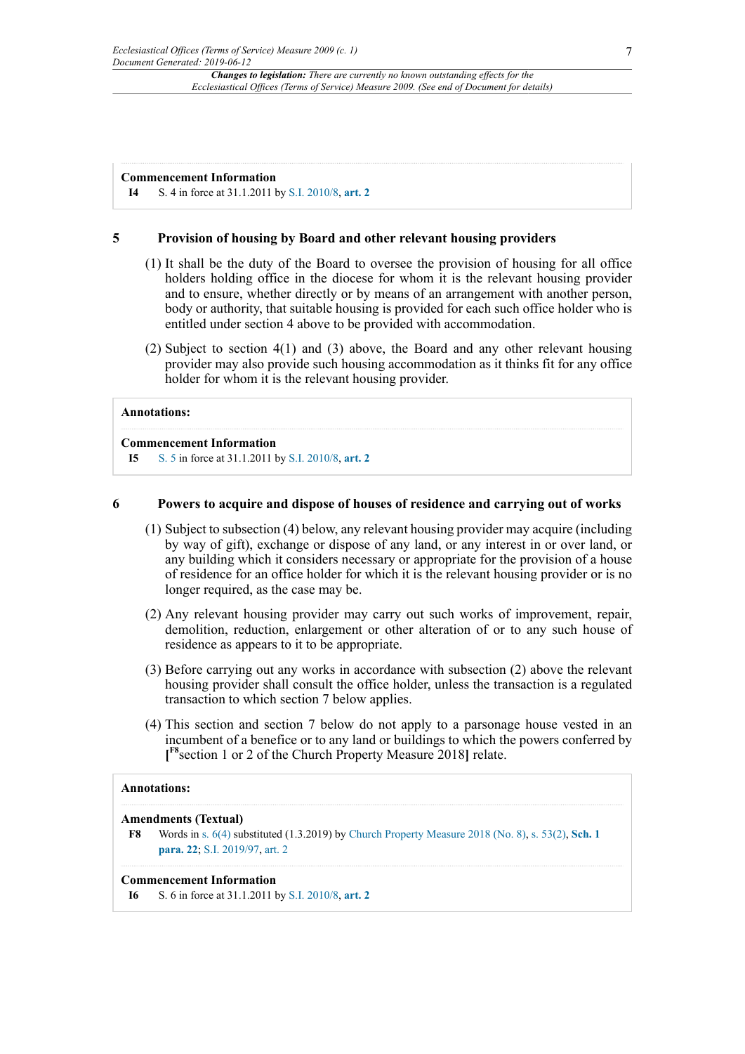**Commencement Information**

**I4** S. 4 in force at 31.1.2011 by S.I. 2010/8, **art. 2**

## 5 Provision of housing by Board and other relevant housing providers

(1) It shall be the duty of the Board to oversee the provision of housing for all office holders holding office in the diocese for whom it is the relevant housing provider and to ensure, whether directly or by means of an arrangement with another person, body or authority, that suitable housing is provided for each such office holder who is entitled under section 4 above to be provided with accommodation.

(2) Subject to section 4(1) and (3) above, the Board and any other relevant housing provider may also provide such housing accommodation as it thinks fit for any office holder for whom it is the relevant housing provider.

**Annotations:**

**Commencement Information**

**I5** S. 5 in force at 31.1.2011 by S.I. 2010/8, **art. 2**

## 6 Powers to acquire and dispose of houses of residence and carrying out of works

(1) Subject to subsection (4) below, any relevant housing provider may acquire (including by way of gift), exchange or dispose of any land, or any interest in or over land, or any building which it considers necessary or appropriate for the provision of a house of residence for an office holder for which it is the relevant housing provider or is no longer required, as the case may be.

(2) Any relevant housing provider may carry out such works of improvement, repair, demolition, reduction, enlargement or other alteration of or to any such house of residence as appears to it to be appropriate.

(3) Before carrying out any works in accordance with subsection (2) above the relevant housing provider shall consult the office holder, unless the transaction is a regulated transaction to which section 7 below applies.

(4) This section and section 7 below do not apply to a parsonage house vested in an incumbent of a benefice or to any land or buildings to which the powers conferred by **[**[F8]section 1 or 2 of the Church Property Measure 2018**]** relate.

**Annotations:**

**Amendments (Textual)**

**F8** Words in s. 6(4) substituted (1.3.2019) by Church Property Measure 2018 (No. 8), s. 53(2), **Sch. 1 para. 22**; S.I. 2019/97, art. 2

**Commencement Information**

**I6** S. 6 in force at 31.1.2011 by S.I. 2010/8, **art. 2**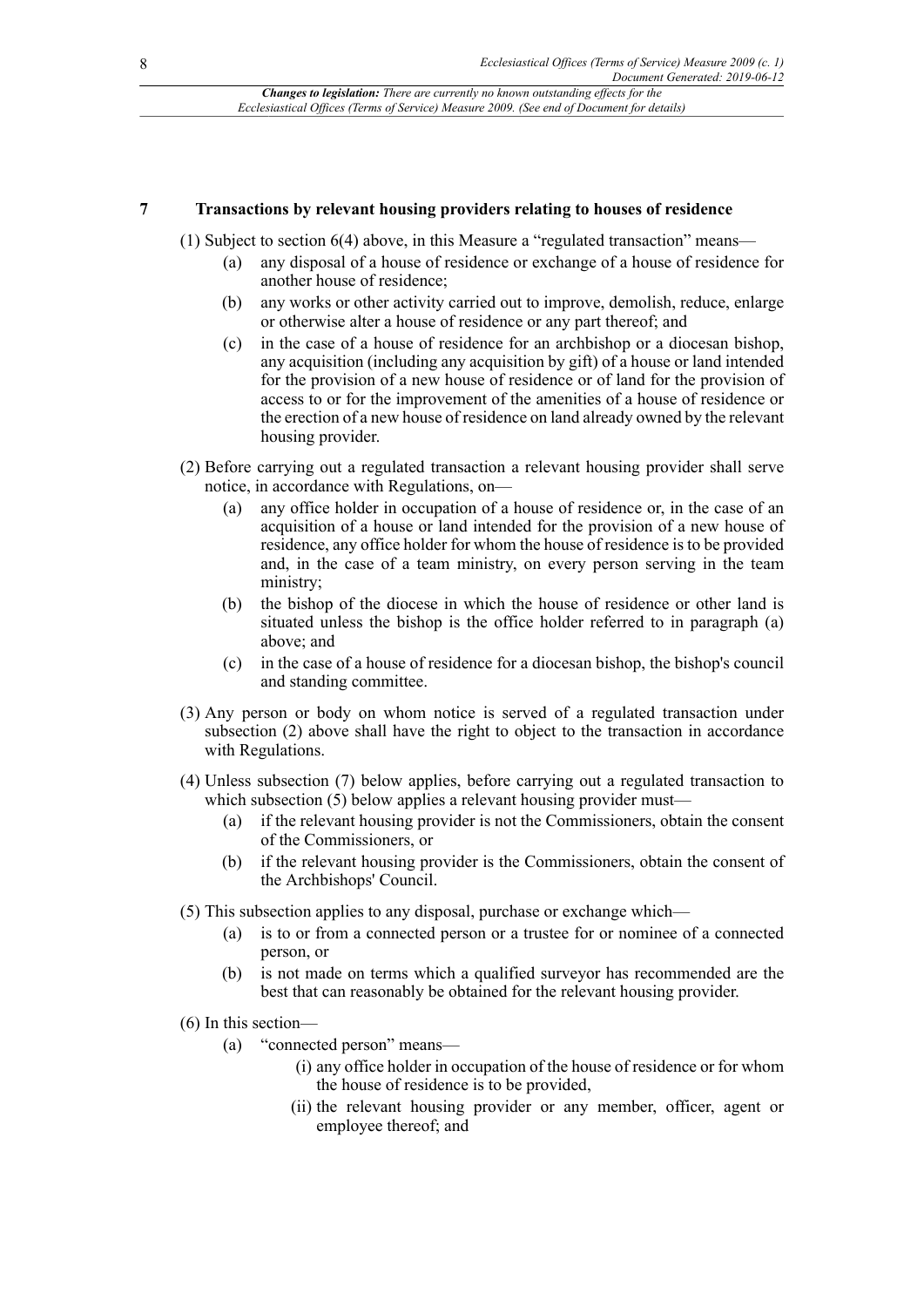## 7 Transactions by relevant housing providers relating to houses of residence

(1) Subject to section 6(4) above, in this Measure a "regulated transaction" means—

- (a) any disposal of a house of residence or exchange of a house of residence for another house of residence;
- (b) any works or other activity carried out to improve, demolish, reduce, enlarge or otherwise alter a house of residence or any part thereof; and
- (c) in the case of a house of residence for an archbishop or a diocesan bishop, any acquisition (including any acquisition by gift) of a house or land intended for the provision of a new house of residence or of land for the provision of access to or for the improvement of the amenities of a house of residence or the erection of a new house of residence on land already owned by the relevant housing provider.

(2) Before carrying out a regulated transaction a relevant housing provider shall serve notice, in accordance with Regulations, on—

- (a) any office holder in occupation of a house of residence or, in the case of an acquisition of a house or land intended for the provision of a new house of residence, any office holder for whom the house of residence is to be provided and, in the case of a team ministry, on every person serving in the team ministry;
- (b) the bishop of the diocese in which the house of residence or other land is situated unless the bishop is the office holder referred to in paragraph (a) above; and
- (c) in the case of a house of residence for a diocesan bishop, the bishop's council and standing committee.

(3) Any person or body on whom notice is served of a regulated transaction under subsection (2) above shall have the right to object to the transaction in accordance with Regulations.

(4) Unless subsection (7) below applies, before carrying out a regulated transaction to which subsection (5) below applies a relevant housing provider must—

- (a) if the relevant housing provider is not the Commissioners, obtain the consent of the Commissioners, or
- (b) if the relevant housing provider is the Commissioners, obtain the consent of the Archbishops' Council.

(5) This subsection applies to any disposal, purchase or exchange which—

- (a) is to or from a connected person or a trustee for or nominee of a connected person, or
- (b) is not made on terms which a qualified surveyor has recommended are the best that can reasonably be obtained for the relevant housing provider.

(6) In this section—

- (a) "connected person" means—
  - (i) any office holder in occupation of the house of residence or for whom the house of residence is to be provided,
  - (ii) the relevant housing provider or any member, officer, agent or employee thereof; and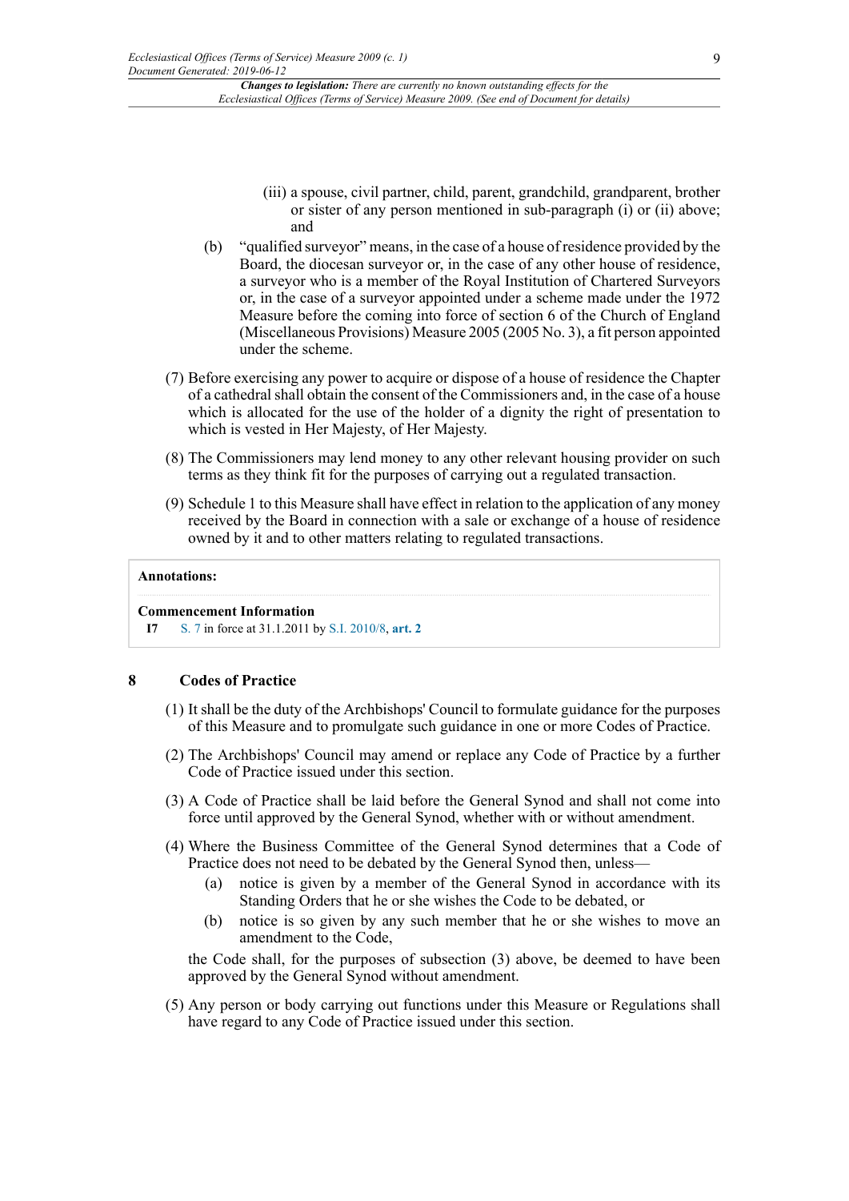(iii) a spouse, civil partner, child, parent, grandchild, grandparent, brother or sister of any person mentioned in sub-paragraph (i) or (ii) above; and

(b) "qualified surveyor" means, in the case of a house of residence provided by the Board, the diocesan surveyor or, in the case of any other house of residence, a surveyor who is a member of the Royal Institution of Chartered Surveyors or, in the case of a surveyor appointed under a scheme made under the 1972 Measure before the coming into force of section 6 of the Church of England (Miscellaneous Provisions) Measure 2005 (2005 No. 3), a fit person appointed under the scheme.

(7) Before exercising any power to acquire or dispose of a house of residence the Chapter of a cathedral shall obtain the consent of the Commissioners and, in the case of a house which is allocated for the use of the holder of a dignity the right of presentation to which is vested in Her Majesty, of Her Majesty.

(8) The Commissioners may lend money to any other relevant housing provider on such terms as they think fit for the purposes of carrying out a regulated transaction.

(9) Schedule 1 to this Measure shall have effect in relation to the application of any money received by the Board in connection with a sale or exchange of a house of residence owned by it and to other matters relating to regulated transactions.

**Annotations:**

**Commencement Information**

**I7** S. 7 in force at 31.1.2011 by S.I. 2010/8, **art. 2**

## 8 Codes of Practice

(1) It shall be the duty of the Archbishops' Council to formulate guidance for the purposes of this Measure and to promulgate such guidance in one or more Codes of Practice.

(2) The Archbishops' Council may amend or replace any Code of Practice by a further Code of Practice issued under this section.

(3) A Code of Practice shall be laid before the General Synod and shall not come into force until approved by the General Synod, whether with or without amendment.

(4) Where the Business Committee of the General Synod determines that a Code of Practice does not need to be debated by the General Synod then, unless—

(a) notice is given by a member of the General Synod in accordance with its Standing Orders that he or she wishes the Code to be debated, or

(b) notice is so given by any such member that he or she wishes to move an amendment to the Code,

the Code shall, for the purposes of subsection (3) above, be deemed to have been approved by the General Synod without amendment.

(5) Any person or body carrying out functions under this Measure or Regulations shall have regard to any Code of Practice issued under this section.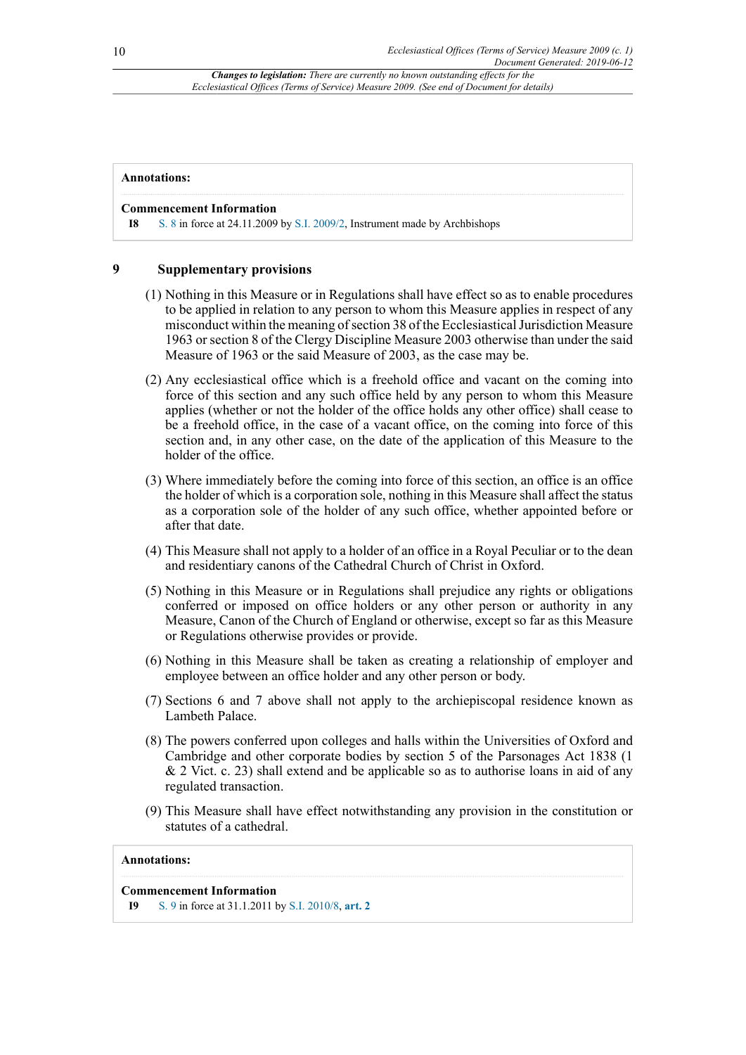Changes to legislation: There are currently no known outstanding effects for the Ecclesiastical Offices (Terms of Service) Measure 2009. (See end of Document for details)

**Annotations:**

**Commencement Information**

**I8** S. 8 in force at 24.11.2009 by S.I. 2009/2, Instrument made by Archbishops

## 9 Supplementary provisions

(1) Nothing in this Measure or in Regulations shall have effect so as to enable procedures to be applied in relation to any person to whom this Measure applies in respect of any misconduct within the meaning of section 38 of the Ecclesiastical Jurisdiction Measure 1963 or section 8 of the Clergy Discipline Measure 2003 otherwise than under the said Measure of 1963 or the said Measure of 2003, as the case may be.

(2) Any ecclesiastical office which is a freehold office and vacant on the coming into force of this section and any such office held by any person to whom this Measure applies (whether or not the holder of the office holds any other office) shall cease to be a freehold office, in the case of a vacant office, on the coming into force of this section and, in any other case, on the date of the application of this Measure to the holder of the office.

(3) Where immediately before the coming into force of this section, an office is an office the holder of which is a corporation sole, nothing in this Measure shall affect the status as a corporation sole of the holder of any such office, whether appointed before or after that date.

(4) This Measure shall not apply to a holder of an office in a Royal Peculiar or to the dean and residentiary canons of the Cathedral Church of Christ in Oxford.

(5) Nothing in this Measure or in Regulations shall prejudice any rights or obligations conferred or imposed on office holders or any other person or authority in any Measure, Canon of the Church of England or otherwise, except so far as this Measure or Regulations otherwise provides or provide.

(6) Nothing in this Measure shall be taken as creating a relationship of employer and employee between an office holder and any other person or body.

(7) Sections 6 and 7 above shall not apply to the archiepiscopal residence known as Lambeth Palace.

(8) The powers conferred upon colleges and halls within the Universities of Oxford and Cambridge and other corporate bodies by section 5 of the Parsonages Act 1838 (1 & 2 Vict. c. 23) shall extend and be applicable so as to authorise loans in aid of any regulated transaction.

(9) This Measure shall have effect notwithstanding any provision in the constitution or statutes of a cathedral.

**Annotations:**

**Commencement Information**

**I9** S. 9 in force at 31.1.2011 by S.I. 2010/8, **art. 2**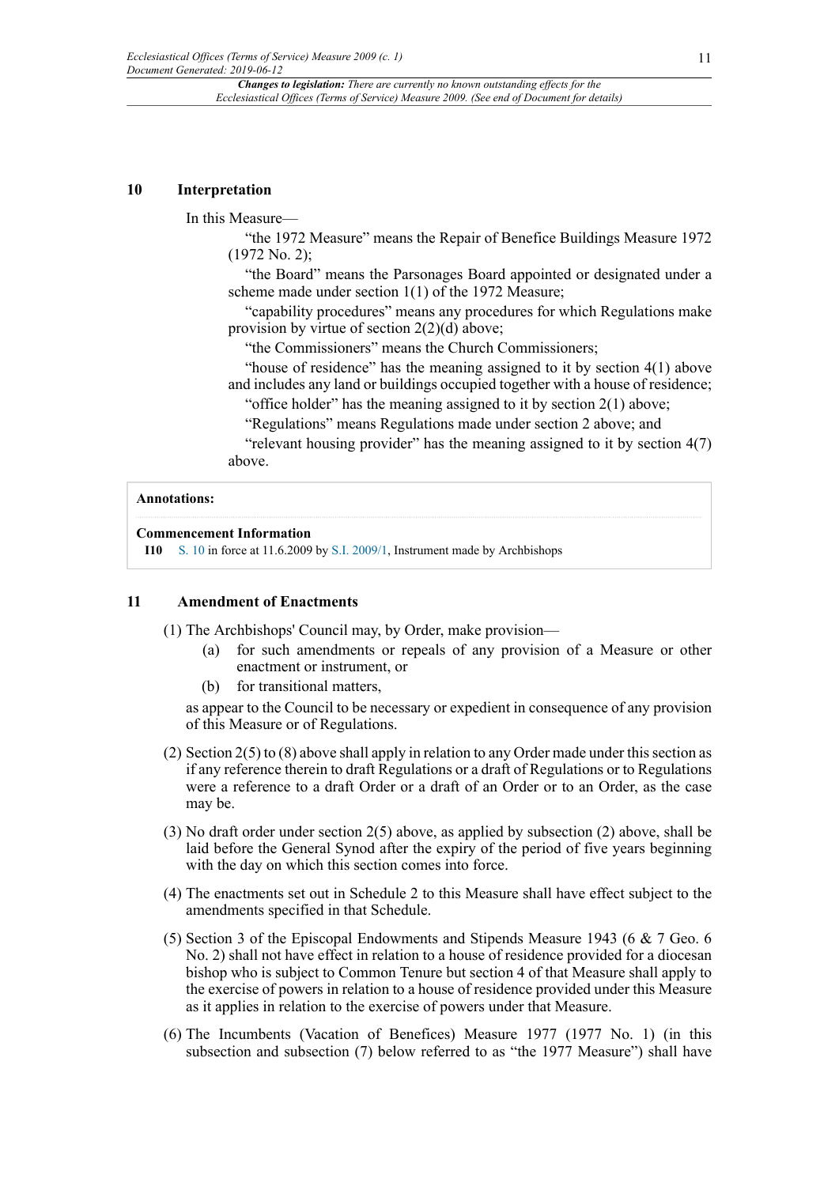## 10 Interpretation

In this Measure—

"the 1972 Measure" means the Repair of Benefice Buildings Measure 1972 (1972 No. 2);

"the Board" means the Parsonages Board appointed or designated under a scheme made under section 1(1) of the 1972 Measure;

"capability procedures" means any procedures for which Regulations make provision by virtue of section 2(2)(d) above;

"the Commissioners" means the Church Commissioners;

"house of residence" has the meaning assigned to it by section 4(1) above and includes any land or buildings occupied together with a house of residence;

"office holder" has the meaning assigned to it by section 2(1) above;

"Regulations" means Regulations made under section 2 above; and

"relevant housing provider" has the meaning assigned to it by section 4(7) above.

**Annotations:**

**Commencement Information**

**I10** S. 10 in force at 11.6.2009 by S.I. 2009/1, Instrument made by Archbishops

## 11 Amendment of Enactments

(1) The Archbishops' Council may, by Order, make provision—

(a) for such amendments or repeals of any provision of a Measure or other enactment or instrument, or

(b) for transitional matters,

as appear to the Council to be necessary or expedient in consequence of any provision of this Measure or of Regulations.

(2) Section 2(5) to (8) above shall apply in relation to any Order made under this section as if any reference therein to draft Regulations or a draft of Regulations or to Regulations were a reference to a draft Order or a draft of an Order or to an Order, as the case may be.

(3) No draft order under section 2(5) above, as applied by subsection (2) above, shall be laid before the General Synod after the expiry of the period of five years beginning with the day on which this section comes into force.

(4) The enactments set out in Schedule 2 to this Measure shall have effect subject to the amendments specified in that Schedule.

(5) Section 3 of the Episcopal Endowments and Stipends Measure 1943 (6 & 7 Geo. 6 No. 2) shall not have effect in relation to a house of residence provided for a diocesan bishop who is subject to Common Tenure but section 4 of that Measure shall apply to the exercise of powers in relation to a house of residence provided under this Measure as it applies in relation to the exercise of powers under that Measure.

(6) The Incumbents (Vacation of Benefices) Measure 1977 (1977 No. 1) (in this subsection and subsection (7) below referred to as "the 1977 Measure") shall have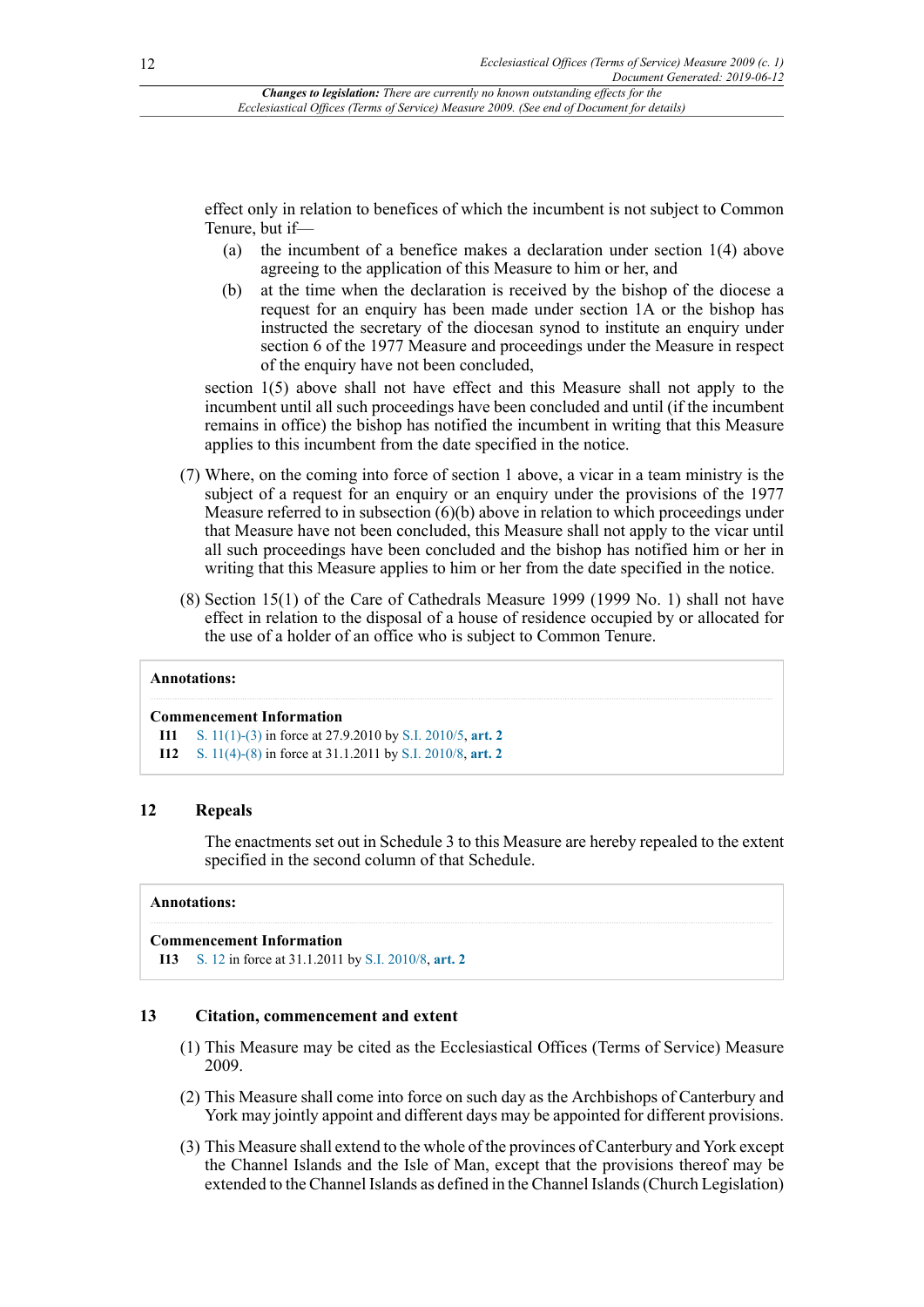effect only in relation to benefices of which the incumbent is not subject to Common Tenure, but if—

(a) the incumbent of a benefice makes a declaration under section 1(4) above agreeing to the application of this Measure to him or her, and

(b) at the time when the declaration is received by the bishop of the diocese a request for an enquiry has been made under section 1A or the bishop has instructed the secretary of the diocesan synod to institute an enquiry under section 6 of the 1977 Measure and proceedings under the Measure in respect of the enquiry have not been concluded,

section 1(5) above shall not have effect and this Measure shall not apply to the incumbent until all such proceedings have been concluded and until (if the incumbent remains in office) the bishop has notified the incumbent in writing that this Measure applies to this incumbent from the date specified in the notice.

(7) Where, on the coming into force of section 1 above, a vicar in a team ministry is the subject of a request for an enquiry or an enquiry under the provisions of the 1977 Measure referred to in subsection (6)(b) above in relation to which proceedings under that Measure have not been concluded, this Measure shall not apply to the vicar until all such proceedings have been concluded and the bishop has notified him or her in writing that this Measure applies to him or her from the date specified in the notice.

(8) Section 15(1) of the Care of Cathedrals Measure 1999 (1999 No. 1) shall not have effect in relation to the disposal of a house of residence occupied by or allocated for the use of a holder of an office who is subject to Common Tenure.

**Annotations:**

**Commencement Information**

**I11** S. 11(1)-(3) in force at 27.9.2010 by S.I. 2010/5, **art. 2**

**I12** S. 11(4)-(8) in force at 31.1.2011 by S.I. 2010/8, **art. 2**

## 12 Repeals

The enactments set out in Schedule 3 to this Measure are hereby repealed to the extent specified in the second column of that Schedule.

**Annotations:**

**Commencement Information**

**I13** S. 12 in force at 31.1.2011 by S.I. 2010/8, **art. 2**

## 13 Citation, commencement and extent

(1) This Measure may be cited as the Ecclesiastical Offices (Terms of Service) Measure 2009.

(2) This Measure shall come into force on such day as the Archbishops of Canterbury and York may jointly appoint and different days may be appointed for different provisions.

(3) This Measure shall extend to the whole of the provinces of Canterbury and York except the Channel Islands and the Isle of Man, except that the provisions thereof may be extended to the Channel Islands as defined in the Channel Islands (Church Legislation)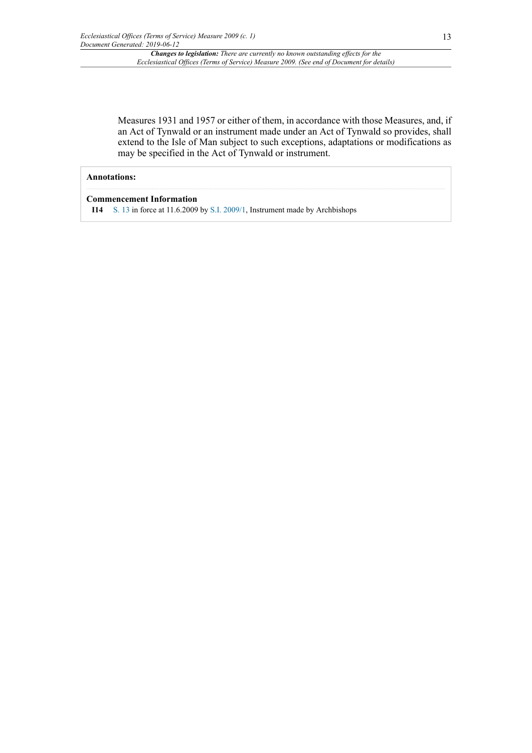Measures 1931 and 1957 or either of them, in accordance with those Measures, and, if an Act of Tynwald or an instrument made under an Act of Tynwald so provides, shall extend to the Isle of Man subject to such exceptions, adaptations or modifications as may be specified in the Act of Tynwald or instrument.

**Annotations:**

**Commencement Information**

**I14** S. 13 in force at 11.6.2009 by S.I. 2009/1, Instrument made by Archbishops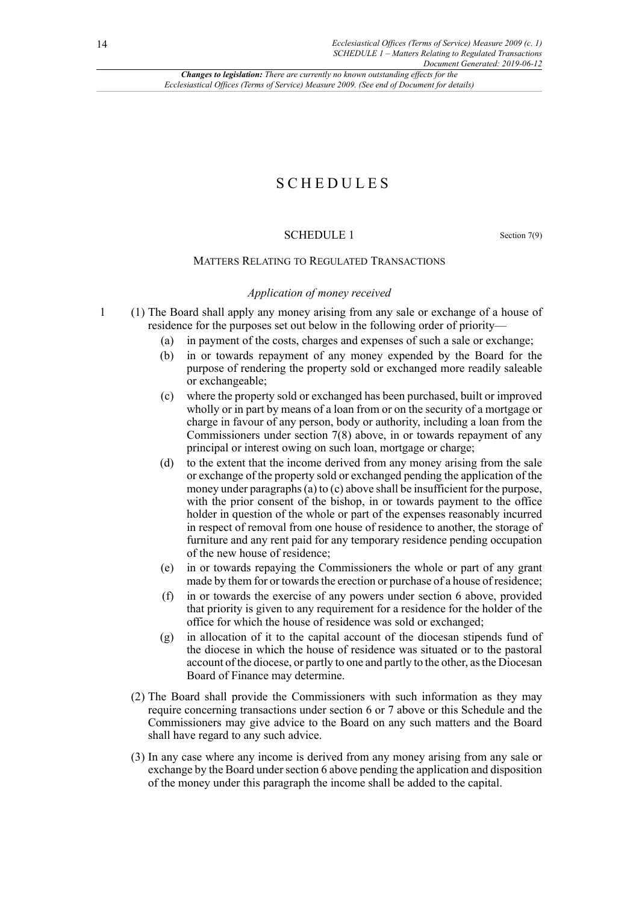# SCHEDULES

## SCHEDULE 1

Section 7(9)

### MATTERS RELATING TO REGULATED TRANSACTIONS

*Application of money received*

1 (1) The Board shall apply any money arising from any sale or exchange of a house of residence for the purposes set out below in the following order of priority—

(a) in payment of the costs, charges and expenses of such a sale or exchange;

(b) in or towards repayment of any money expended by the Board for the purpose of rendering the property sold or exchanged more readily saleable or exchangeable;

(c) where the property sold or exchanged has been purchased, built or improved wholly or in part by means of a loan from or on the security of a mortgage or charge in favour of any person, body or authority, including a loan from the Commissioners under section 7(8) above, in or towards repayment of any principal or interest owing on such loan, mortgage or charge;

(d) to the extent that the income derived from any money arising from the sale or exchange of the property sold or exchanged pending the application of the money under paragraphs (a) to (c) above shall be insufficient for the purpose, with the prior consent of the bishop, in or towards payment to the office holder in question of the whole or part of the expenses reasonably incurred in respect of removal from one house of residence to another, the storage of furniture and any rent paid for any temporary residence pending occupation of the new house of residence;

(e) in or towards repaying the Commissioners the whole or part of any grant made by them for or towards the erection or purchase of a house of residence;

(f) in or towards the exercise of any powers under section 6 above, provided that priority is given to any requirement for a residence for the holder of the office for which the house of residence was sold or exchanged;

(g) in allocation of it to the capital account of the diocesan stipends fund of the diocese in which the house of residence was situated or to the pastoral account of the diocese, or partly to one and partly to the other, as the Diocesan Board of Finance may determine.

(2) The Board shall provide the Commissioners with such information as they may require concerning transactions under section 6 or 7 above or this Schedule and the Commissioners may give advice to the Board on any such matters and the Board shall have regard to any such advice.

(3) In any case where any income is derived from any money arising from any sale or exchange by the Board under section 6 above pending the application and disposition of the money under this paragraph the income shall be added to the capital.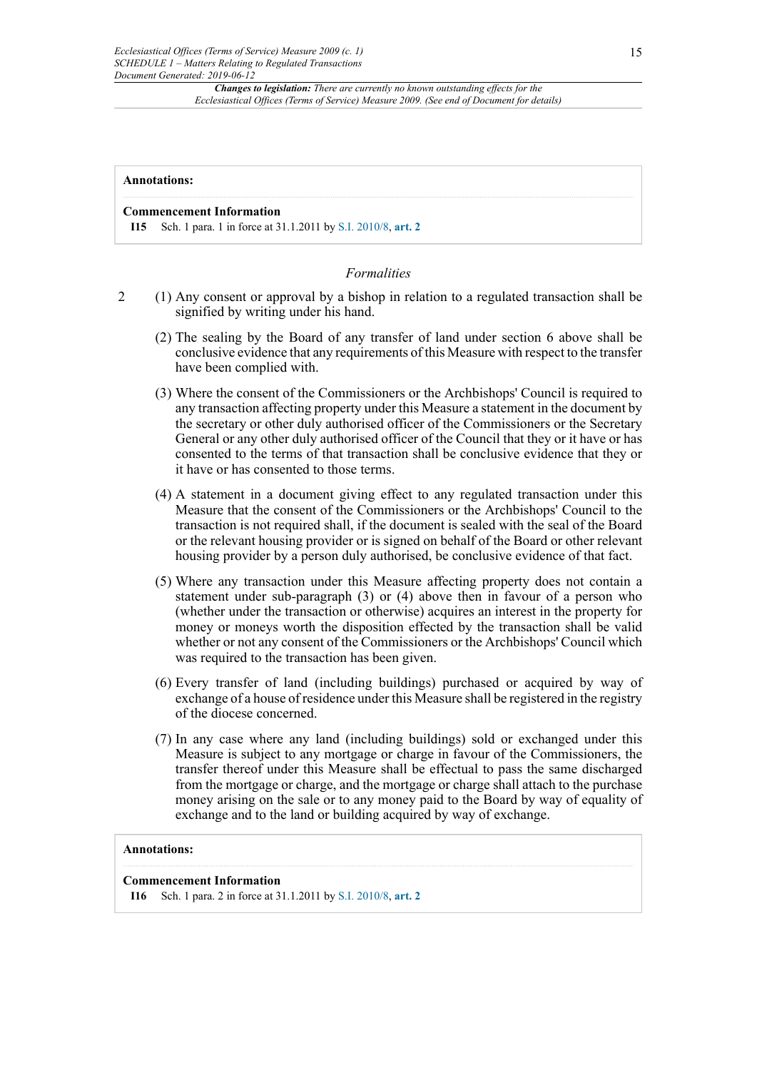**Annotations:**

**Commencement Information**

**I15** Sch. 1 para. 1 in force at 31.1.2011 by S.I. 2010/8, **art. 2**

*Formalities*

2 (1) Any consent or approval by a bishop in relation to a regulated transaction shall be signified by writing under his hand.

(2) The sealing by the Board of any transfer of land under section 6 above shall be conclusive evidence that any requirements of this Measure with respect to the transfer have been complied with.

(3) Where the consent of the Commissioners or the Archbishops' Council is required to any transaction affecting property under this Measure a statement in the document by the secretary or other duly authorised officer of the Commissioners or the Secretary General or any other duly authorised officer of the Council that they or it have or has consented to the terms of that transaction shall be conclusive evidence that they or it have or has consented to those terms.

(4) A statement in a document giving effect to any regulated transaction under this Measure that the consent of the Commissioners or the Archbishops' Council to the transaction is not required shall, if the document is sealed with the seal of the Board or the relevant housing provider or is signed on behalf of the Board or other relevant housing provider by a person duly authorised, be conclusive evidence of that fact.

(5) Where any transaction under this Measure affecting property does not contain a statement under sub-paragraph (3) or (4) above then in favour of a person who (whether under the transaction or otherwise) acquires an interest in the property for money or moneys worth the disposition effected by the transaction shall be valid whether or not any consent of the Commissioners or the Archbishops' Council which was required to the transaction has been given.

(6) Every transfer of land (including buildings) purchased or acquired by way of exchange of a house of residence under this Measure shall be registered in the registry of the diocese concerned.

(7) In any case where any land (including buildings) sold or exchanged under this Measure is subject to any mortgage or charge in favour of the Commissioners, the transfer thereof under this Measure shall be effectual to pass the same discharged from the mortgage or charge, and the mortgage or charge shall attach to the purchase money arising on the sale or to any money paid to the Board by way of equality of exchange and to the land or building acquired by way of exchange.

**Annotations:**

**Commencement Information**

**I16** Sch. 1 para. 2 in force at 31.1.2011 by S.I. 2010/8, **art. 2**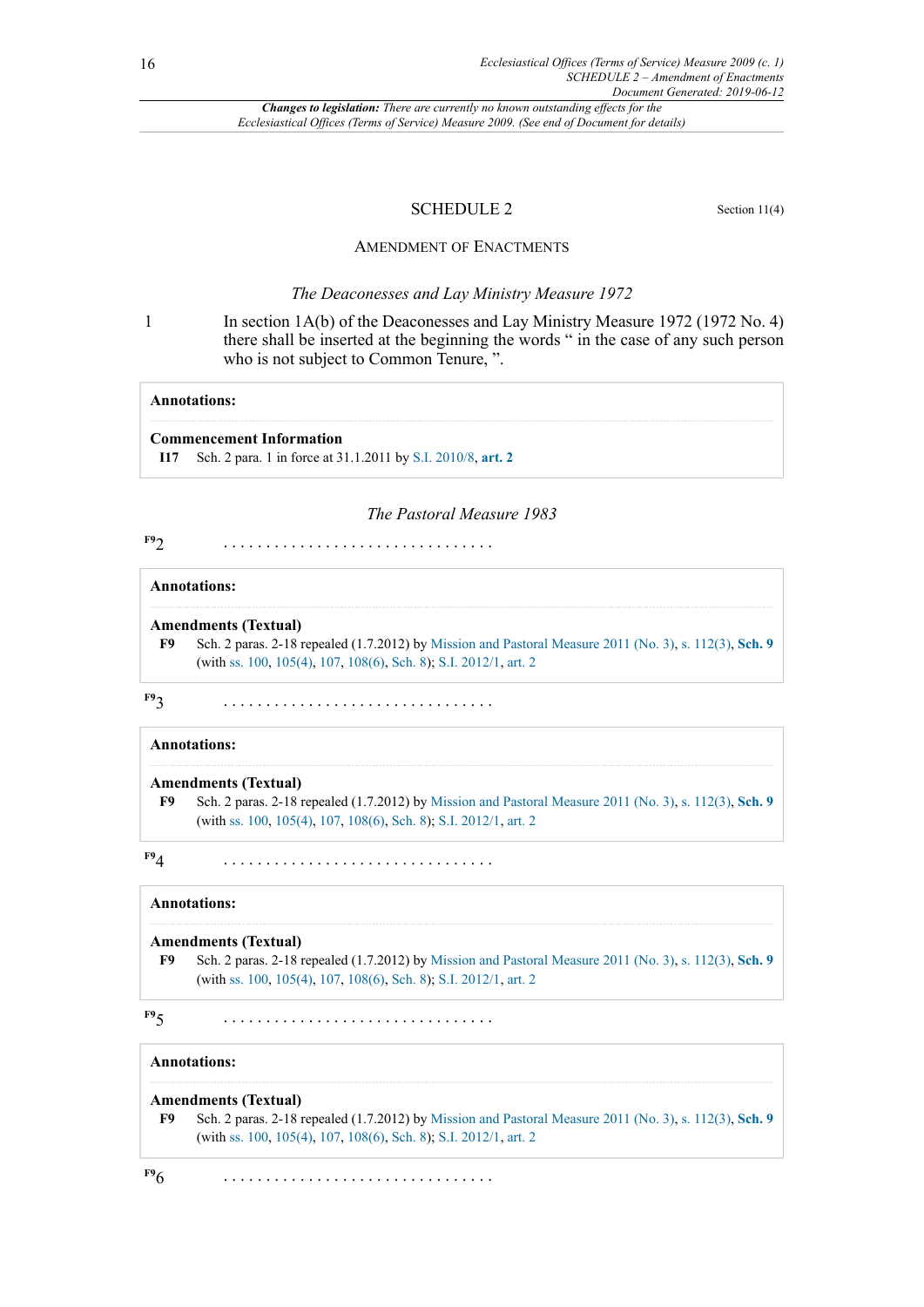## SCHEDULE 2

Section 11(4)

### Amendment of Enactments

*The Deaconesses and Lay Ministry Measure 1972*

1 In section 1A(b) of the Deaconesses and Lay Ministry Measure 1972 (1972 No. 4) there shall be inserted at the beginning the words " in the case of any such person who is not subject to Common Tenure, ".

**Annotations:**

**Commencement Information**

**I17** Sch. 2 para. 1 in force at 31.1.2011 by S.I. 2010/8, **art. 2**

*The Pastoral Measure 1983*

F9 2 . . . . . . . . . . . . . . . . . . . . . . . . . . . . . . .

**Annotations:**

**Amendments (Textual)**

**F9** Sch. 2 paras. 2-18 repealed (1.7.2012) by Mission and Pastoral Measure 2011 (No. 3), s. 112(3), **Sch. 9** (with ss. 100, 105(4), 107, 108(6), Sch. 8); S.I. 2012/1, art. 2

F9 3 . . . . . . . . . . . . . . . . . . . . . . . . . . . . . . .

**Annotations:**

**Amendments (Textual)**

**F9** Sch. 2 paras. 2-18 repealed (1.7.2012) by Mission and Pastoral Measure 2011 (No. 3), s. 112(3), **Sch. 9** (with ss. 100, 105(4), 107, 108(6), Sch. 8); S.I. 2012/1, art. 2

F9 4 . . . . . . . . . . . . . . . . . . . . . . . . . . . . . . .

**Annotations:**

**Amendments (Textual)**

**F9** Sch. 2 paras. 2-18 repealed (1.7.2012) by Mission and Pastoral Measure 2011 (No. 3), s. 112(3), **Sch. 9** (with ss. 100, 105(4), 107, 108(6), Sch. 8); S.I. 2012/1, art. 2

F9 5 . . . . . . . . . . . . . . . . . . . . . . . . . . . . . . .

**Annotations:**

**Amendments (Textual)**

**F9** Sch. 2 paras. 2-18 repealed (1.7.2012) by Mission and Pastoral Measure 2011 (No. 3), s. 112(3), **Sch. 9** (with ss. 100, 105(4), 107, 108(6), Sch. 8); S.I. 2012/1, art. 2

F9 6 . . . . . . . . . . . . . . . . . . . . . . . . . . . . . . .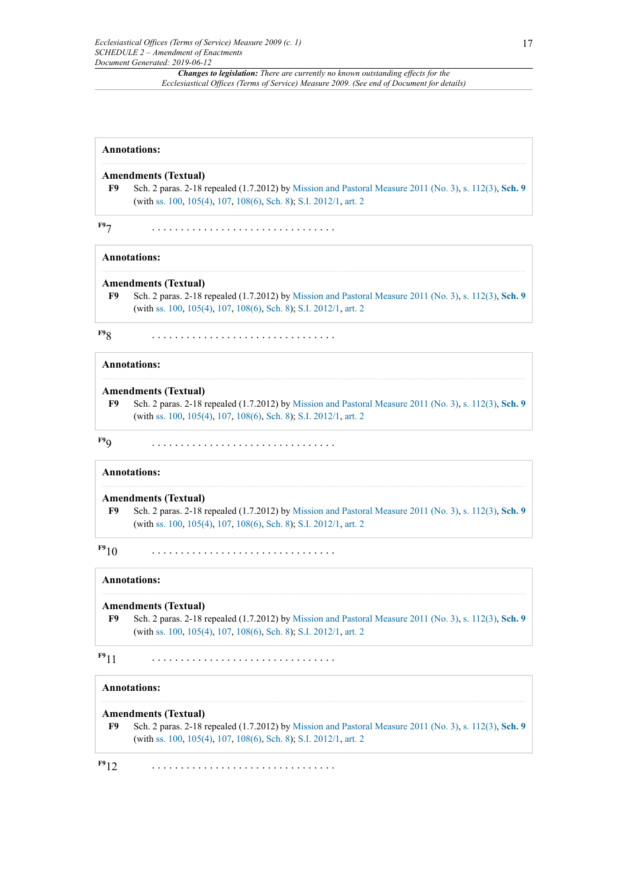**Annotations:**

**Amendments (Textual)**

**F9** Sch. 2 paras. 2-18 repealed (1.7.2012) by Mission and Pastoral Measure 2011 (No. 3), s. 112(3), **Sch. 9** (with ss. 100, 105(4), 107, 108(6), Sch. 8); S.I. 2012/1, art. 2

F9 7 . . . . . . . . . . . . . . . . . . . . . . . . . . . . . . . .

**Annotations:**

**Amendments (Textual)**

**F9** Sch. 2 paras. 2-18 repealed (1.7.2012) by Mission and Pastoral Measure 2011 (No. 3), s. 112(3), **Sch. 9** (with ss. 100, 105(4), 107, 108(6), Sch. 8); S.I. 2012/1, art. 2

F9 8 . . . . . . . . . . . . . . . . . . . . . . . . . . . . . . . .

**Annotations:**

**Amendments (Textual)**

**F9** Sch. 2 paras. 2-18 repealed (1.7.2012) by Mission and Pastoral Measure 2011 (No. 3), s. 112(3), **Sch. 9** (with ss. 100, 105(4), 107, 108(6), Sch. 8); S.I. 2012/1, art. 2

F9 9 . . . . . . . . . . . . . . . . . . . . . . . . . . . . . . . .

**Annotations:**

**Amendments (Textual)**

**F9** Sch. 2 paras. 2-18 repealed (1.7.2012) by Mission and Pastoral Measure 2011 (No. 3), s. 112(3), **Sch. 9** (with ss. 100, 105(4), 107, 108(6), Sch. 8); S.I. 2012/1, art. 2

F9 10 . . . . . . . . . . . . . . . . . . . . . . . . . . . . . . . .

**Annotations:**

**Amendments (Textual)**

**F9** Sch. 2 paras. 2-18 repealed (1.7.2012) by Mission and Pastoral Measure 2011 (No. 3), s. 112(3), **Sch. 9** (with ss. 100, 105(4), 107, 108(6), Sch. 8); S.I. 2012/1, art. 2

F9 11 . . . . . . . . . . . . . . . . . . . . . . . . . . . . . . . .

**Annotations:**

**Amendments (Textual)**

**F9** Sch. 2 paras. 2-18 repealed (1.7.2012) by Mission and Pastoral Measure 2011 (No. 3), s. 112(3), **Sch. 9** (with ss. 100, 105(4), 107, 108(6), Sch. 8); S.I. 2012/1, art. 2

F9 12 . . . . . . . . . . . . . . . . . . . . . . . . . . . . . . . .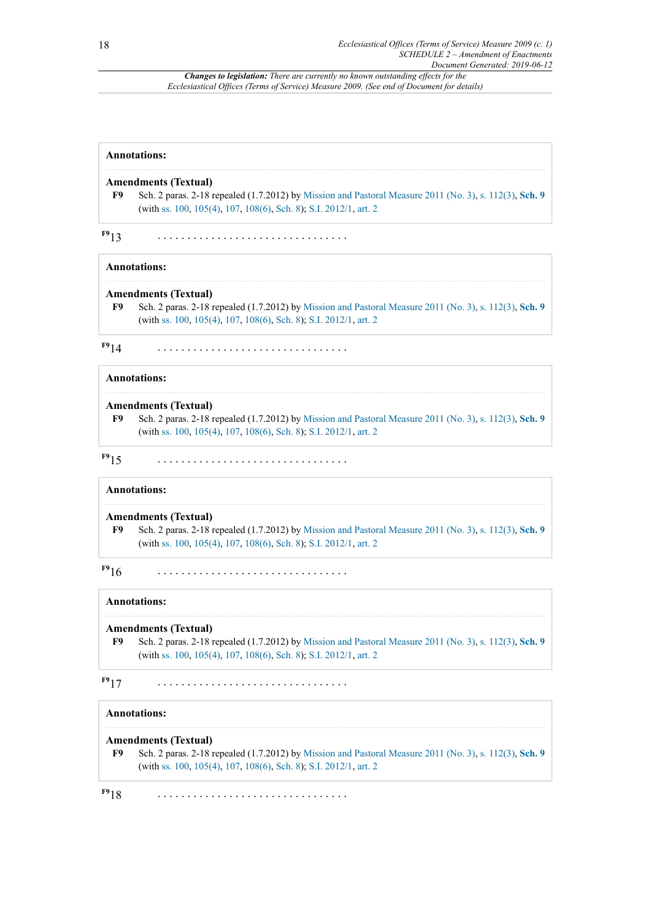**Annotations:**

**Amendments (Textual)**

**F9** Sch. 2 paras. 2-18 repealed (1.7.2012) by Mission and Pastoral Measure 2011 (No. 3), s. 112(3), **Sch. 9** (with ss. 100, 105(4), 107, 108(6), Sch. 8); S.I. 2012/1, art. 2

F9 13 . . . . . . . . . . . . . . . . . . . . . . . . . . . . . . . .

**Annotations:**

**Amendments (Textual)**

**F9** Sch. 2 paras. 2-18 repealed (1.7.2012) by Mission and Pastoral Measure 2011 (No. 3), s. 112(3), **Sch. 9** (with ss. 100, 105(4), 107, 108(6), Sch. 8); S.I. 2012/1, art. 2

F9 14 . . . . . . . . . . . . . . . . . . . . . . . . . . . . . . . .

**Annotations:**

**Amendments (Textual)**

**F9** Sch. 2 paras. 2-18 repealed (1.7.2012) by Mission and Pastoral Measure 2011 (No. 3), s. 112(3), **Sch. 9** (with ss. 100, 105(4), 107, 108(6), Sch. 8); S.I. 2012/1, art. 2

F9 15 . . . . . . . . . . . . . . . . . . . . . . . . . . . . . . . .

**Annotations:**

**Amendments (Textual)**

**F9** Sch. 2 paras. 2-18 repealed (1.7.2012) by Mission and Pastoral Measure 2011 (No. 3), s. 112(3), **Sch. 9** (with ss. 100, 105(4), 107, 108(6), Sch. 8); S.I. 2012/1, art. 2

F9 16 . . . . . . . . . . . . . . . . . . . . . . . . . . . . . . . .

**Annotations:**

**Amendments (Textual)**

**F9** Sch. 2 paras. 2-18 repealed (1.7.2012) by Mission and Pastoral Measure 2011 (No. 3), s. 112(3), **Sch. 9** (with ss. 100, 105(4), 107, 108(6), Sch. 8); S.I. 2012/1, art. 2

F9 17 . . . . . . . . . . . . . . . . . . . . . . . . . . . . . . . .

**Annotations:**

**Amendments (Textual)**

**F9** Sch. 2 paras. 2-18 repealed (1.7.2012) by Mission and Pastoral Measure 2011 (No. 3), s. 112(3), **Sch. 9** (with ss. 100, 105(4), 107, 108(6), Sch. 8); S.I. 2012/1, art. 2

F9 18 . . . . . . . . . . . . . . . . . . . . . . . . . . . . . . . .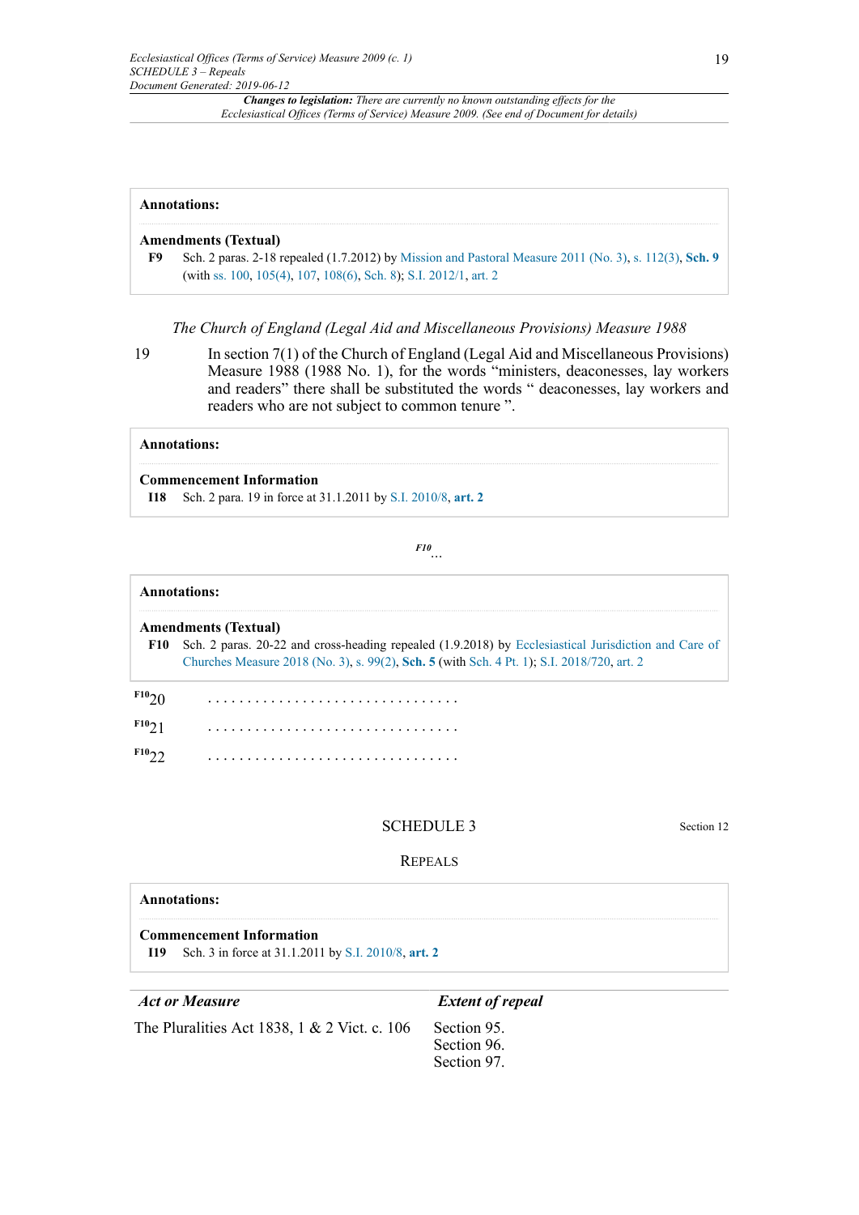**Annotations:**

**Amendments (Textual)**

**F9** Sch. 2 paras. 2-18 repealed (1.7.2012) by Mission and Pastoral Measure 2011 (No. 3), s. 112(3), **Sch. 9** (with ss. 100, 105(4), 107, 108(6), Sch. 8); S.I. 2012/1, art. 2

*The Church of England (Legal Aid and Miscellaneous Provisions) Measure 1988*

19 In section 7(1) of the Church of England (Legal Aid and Miscellaneous Provisions) Measure 1988 (1988 No. 1), for the words "ministers, deaconesses, lay workers and readers" there shall be substituted the words " deaconesses, lay workers and readers who are not subject to common tenure ".

**Annotations:**

**Commencement Information**

**I18** Sch. 2 para. 19 in force at 31.1.2011 by S.I. 2010/8, **art. 2**

*F10* ...

**Annotations:**

**Amendments (Textual)**

**F10** Sch. 2 paras. 20-22 and cross-heading repealed (1.9.2018) by Ecclesiastical Jurisdiction and Care of Churches Measure 2018 (No. 3), s. 99(2), **Sch. 5** (with Sch. 4 Pt. 1); S.I. 2018/720, art. 2

F10 20 . . . . . . . . . . . . . . . . . . . . . . . . . . . . . . .

F10 21 . . . . . . . . . . . . . . . . . . . . . . . . . . . . . . .

F10 22 . . . . . . . . . . . . . . . . . . . . . . . . . . . . . . .

## SCHEDULE 3

Section 12

REPEALS

**Annotations:**

**Commencement Information**

**I19** Sch. 3 in force at 31.1.2011 by S.I. 2010/8, **art. 2**

| *Act or Measure* | *Extent of repeal* |
|---|---|
| The Pluralities Act 1838, 1 & 2 Vict. c. 106 | Section 95.<br>Section 96.<br>Section 97. |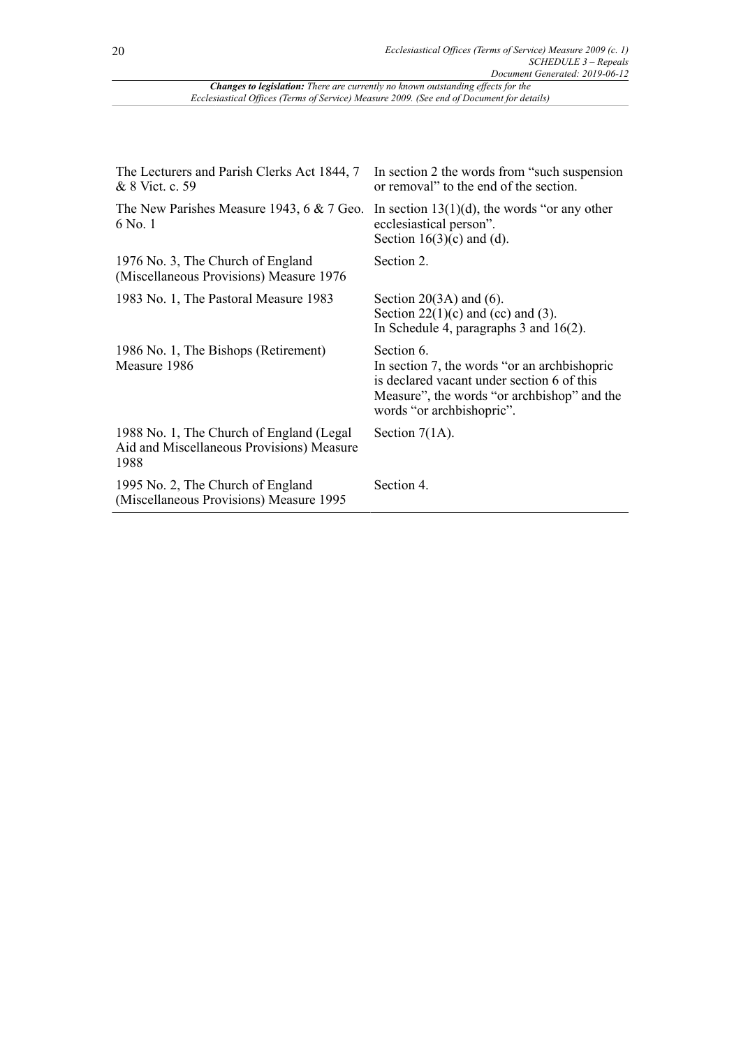| | |
|---|---|
| The Lecturers and Parish Clerks Act 1844, 7 & 8 Vict. c. 59 | In section 2 the words from "such suspension or removal" to the end of the section. |
| The New Parishes Measure 1943, 6 & 7 Geo. 6 No. 1 | In section 13(1)(d), the words "or any other ecclesiastical person".<br>Section 16(3)(c) and (d). |
| 1976 No. 3, The Church of England (Miscellaneous Provisions) Measure 1976 | Section 2. |
| 1983 No. 1, The Pastoral Measure 1983 | Section 20(3A) and (6).<br>Section 22(1)(c) and (cc) and (3).<br>In Schedule 4, paragraphs 3 and 16(2). |
| 1986 No. 1, The Bishops (Retirement) Measure 1986 | Section 6.<br>In section 7, the words "or an archbishopric is declared vacant under section 6 of this Measure", the words "or archbishop" and the words "or archbishopric". |
| 1988 No. 1, The Church of England (Legal Aid and Miscellaneous Provisions) Measure 1988 | Section 7(1A). |
| 1995 No. 2, The Church of England (Miscellaneous Provisions) Measure 1995 | Section 4. |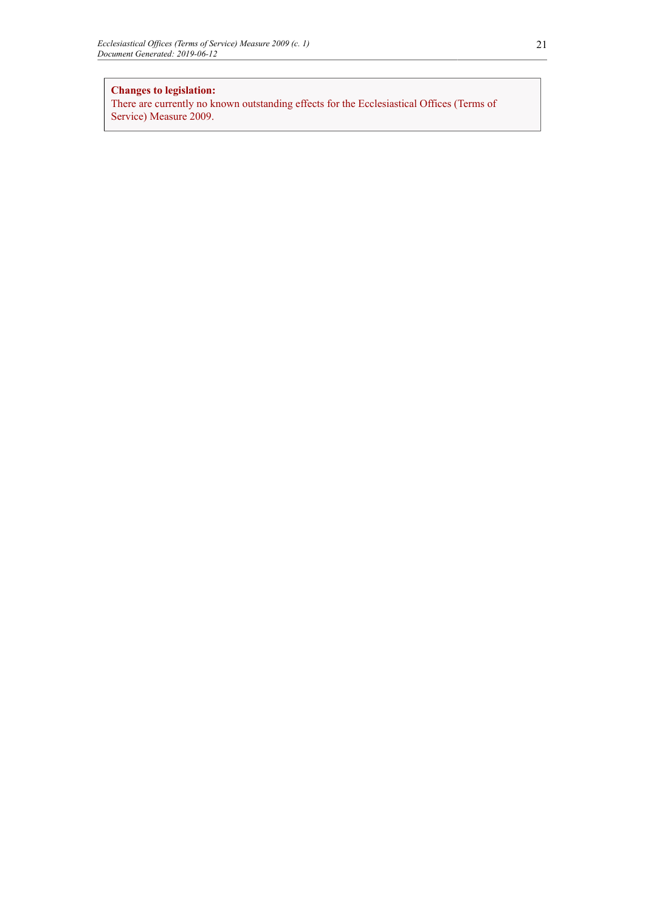**Changes to legislation:**
There are currently no known outstanding effects for the Ecclesiastical Offices (Terms of Service) Measure 2009.